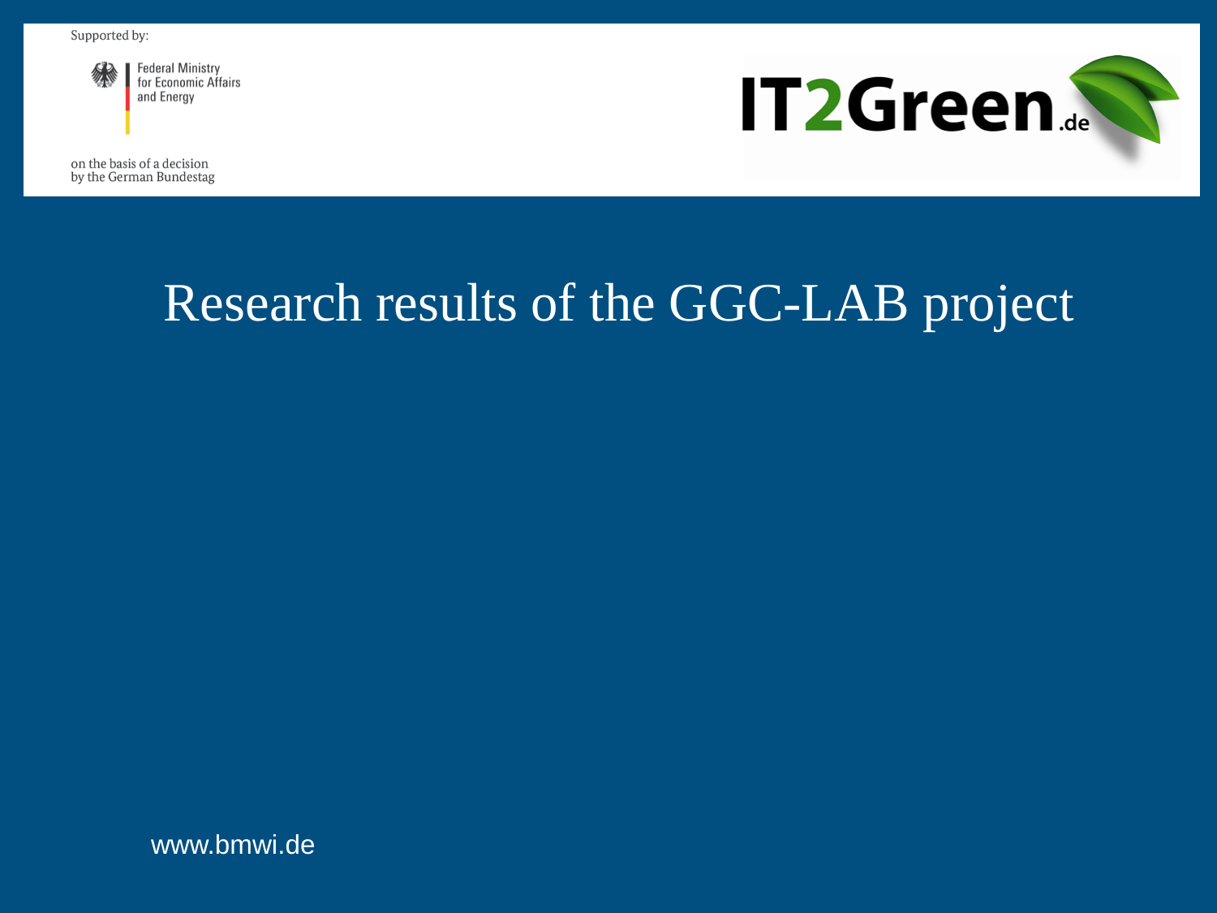Supported by:

Federal Ministry for Economic Affairs and Energy

on the basis of a decision by the German Bundestag

IT2Green.de

# Research results of the GGC-LAB project

www.bmwi.de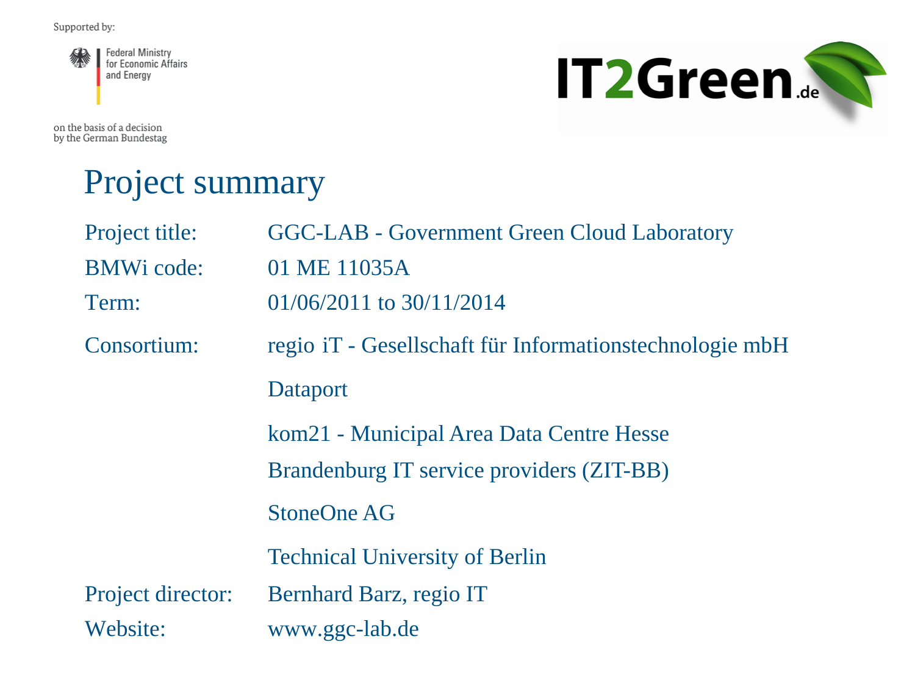Supported by:

Federal Ministry for Economic Affairs and Energy

on the basis of a decision by the German Bundestag

IT2Green.de

# Project summary

| | |
|---|---|
| Project title: | GGC-LAB - Government Green Cloud Laboratory |
| BMWi code: | 01 ME 11035A |
| Term: | 01/06/2011 to 30/11/2014 |
| Consortium: | regio iT - Gesellschaft für Informationstechnologie mbH |
| | Dataport |
| | kom21 - Municipal Area Data Centre Hesse |
| | Brandenburg IT service providers (ZIT-BB) |
| | StoneOne AG |
| | Technical University of Berlin |
| Project director: | Bernhard Barz, regio IT |
| Website: | www.ggc-lab.de |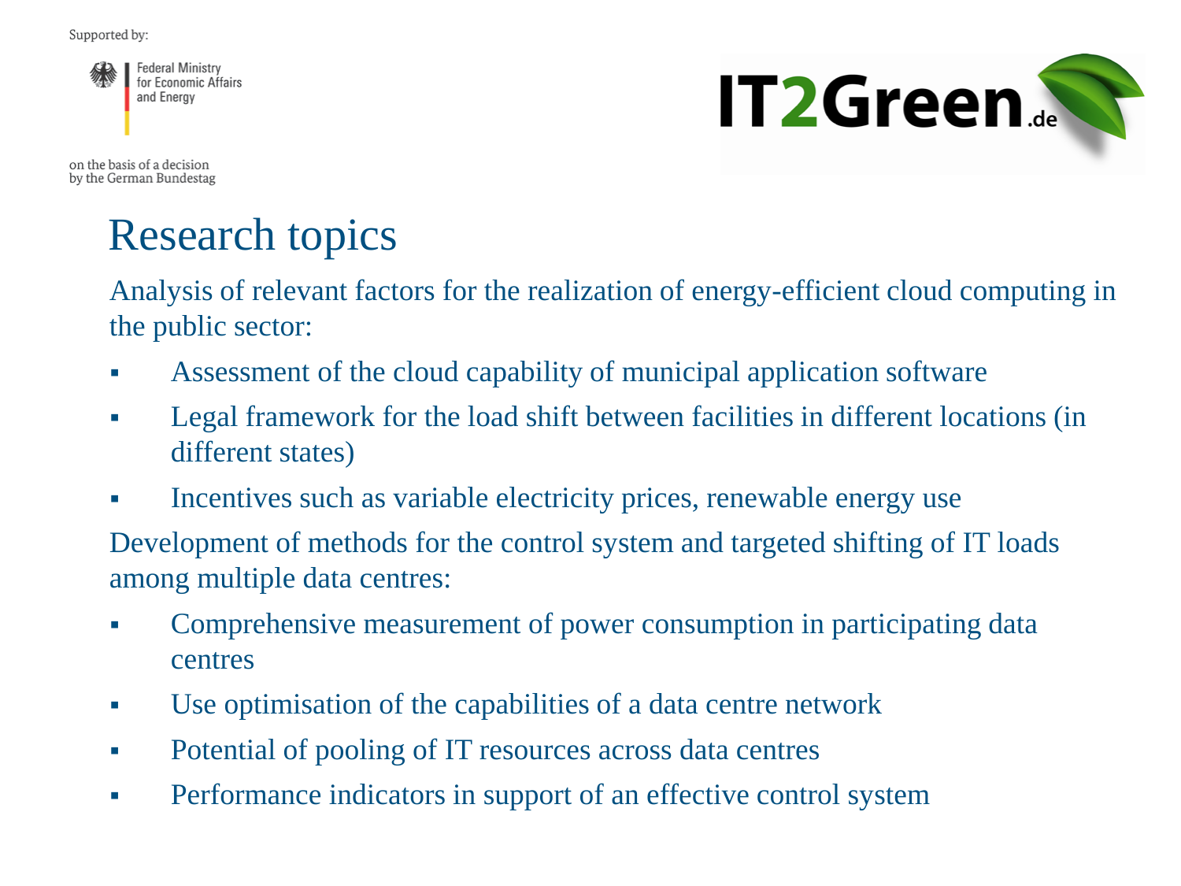Supported by:

Federal Ministry for Economic Affairs and Energy

on the basis of a decision by the German Bundestag

IT2Green.de

# Research topics

Analysis of relevant factors for the realization of energy-efficient cloud computing in the public sector:

- Assessment of the cloud capability of municipal application software
- Legal framework for the load shift between facilities in different locations (in different states)
- Incentives such as variable electricity prices, renewable energy use

Development of methods for the control system and targeted shifting of IT loads among multiple data centres:

- Comprehensive measurement of power consumption in participating data centres
- Use optimisation of the capabilities of a data centre network
- Potential of pooling of IT resources across data centres
- Performance indicators in support of an effective control system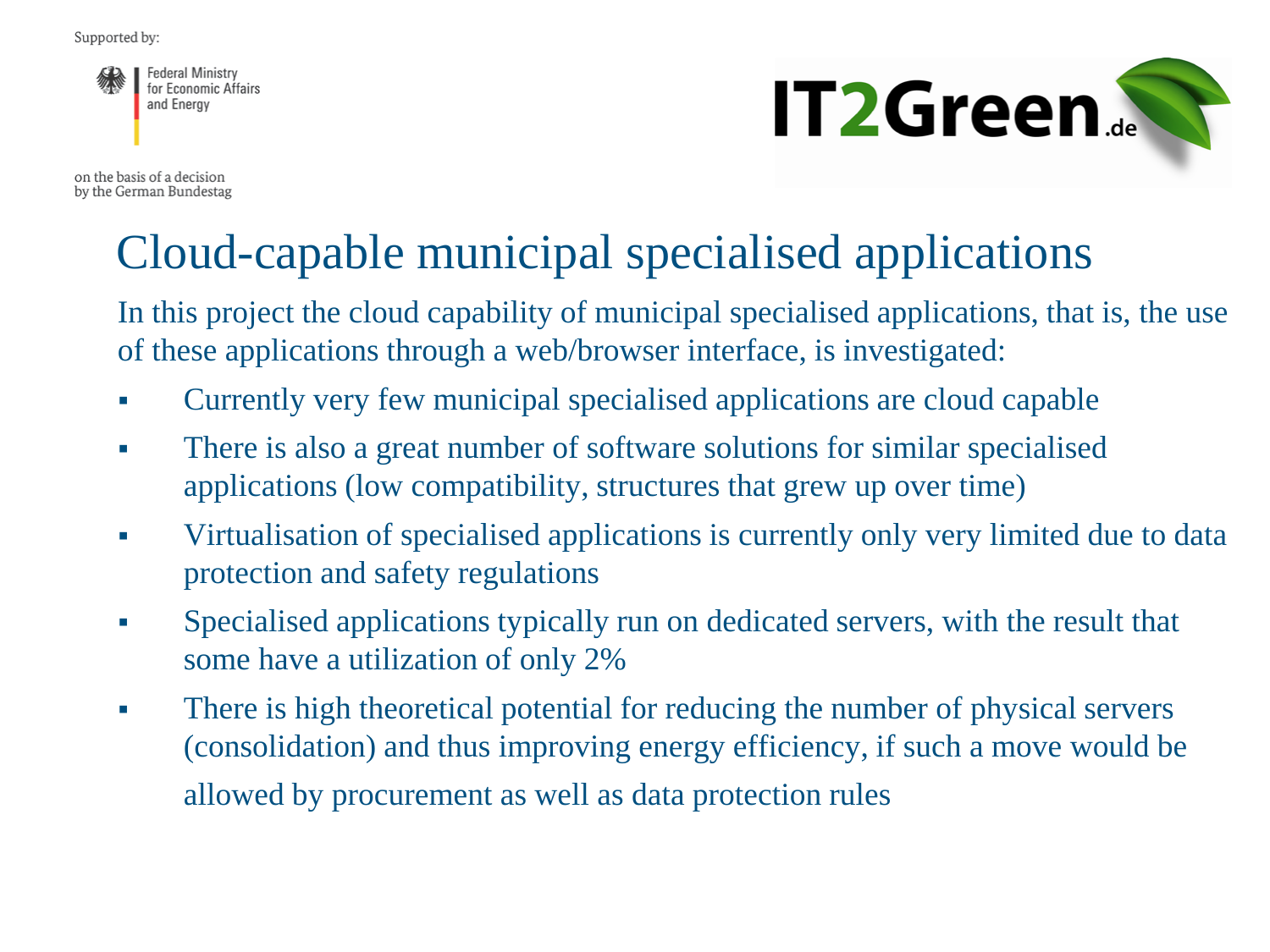Supported by:

Federal Ministry for Economic Affairs and Energy

on the basis of a decision by the German Bundestag

IT2Green.de

# Cloud-capable municipal specialised applications

In this project the cloud capability of municipal specialised applications, that is, the use of these applications through a web/browser interface, is investigated:

- Currently very few municipal specialised applications are cloud capable
- There is also a great number of software solutions for similar specialised applications (low compatibility, structures that grew up over time)
- Virtualisation of specialised applications is currently only very limited due to data protection and safety regulations
- Specialised applications typically run on dedicated servers, with the result that some have a utilization of only 2%
- There is high theoretical potential for reducing the number of physical servers (consolidation) and thus improving energy efficiency, if such a move would be allowed by procurement as well as data protection rules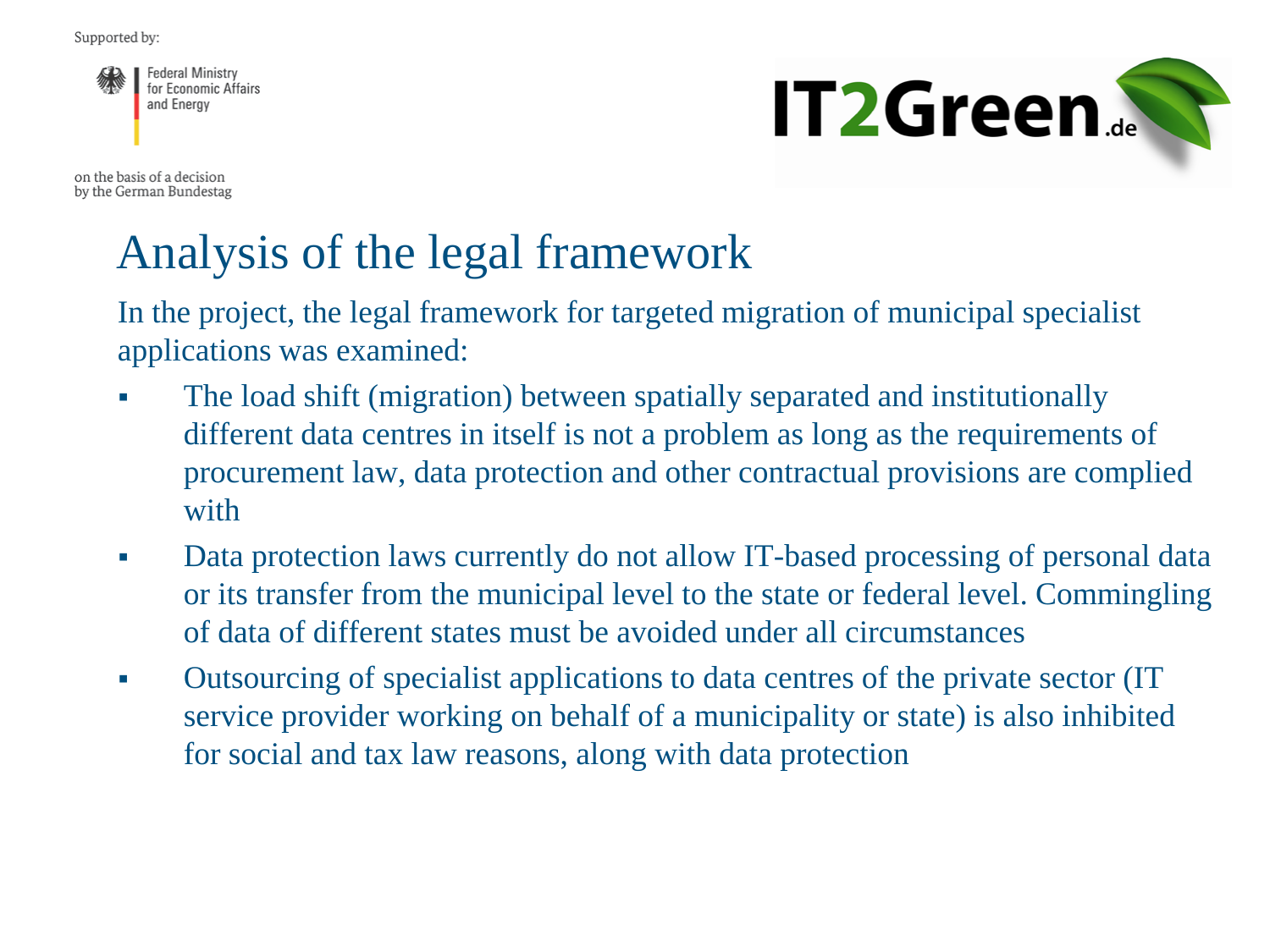# Analysis of the legal framework

In the project, the legal framework for targeted migration of municipal specialist applications was examined:

- The load shift (migration) between spatially separated and institutionally different data centres in itself is not a problem as long as the requirements of procurement law, data protection and other contractual provisions are complied with
- Data protection laws currently do not allow IT-based processing of personal data or its transfer from the municipal level to the state or federal level. Commingling of data of different states must be avoided under all circumstances
- Outsourcing of specialist applications to data centres of the private sector (IT service provider working on behalf of a municipality or state) is also inhibited for social and tax law reasons, along with data protection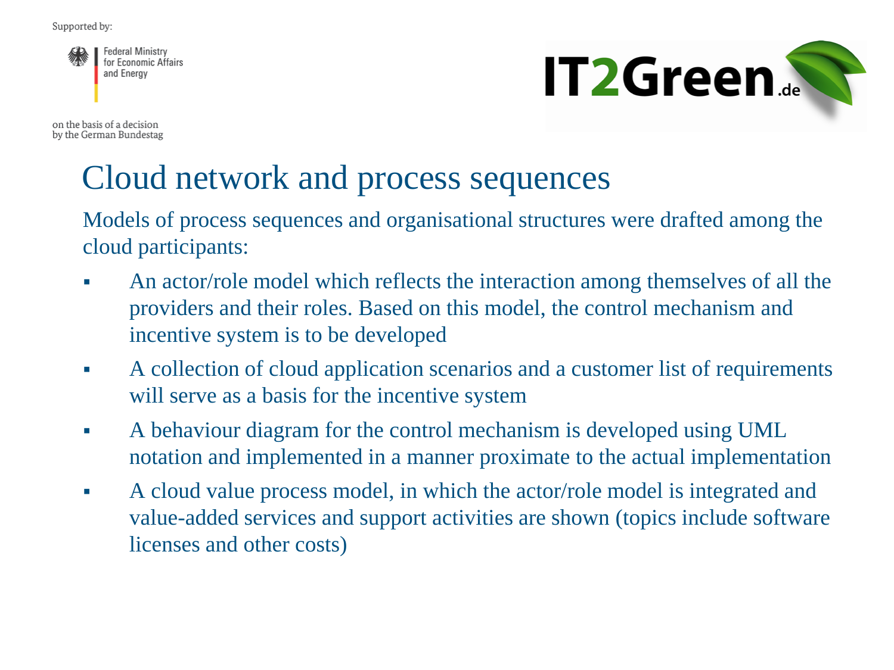Supported by:

Federal Ministry for Economic Affairs and Energy

on the basis of a decision by the German Bundestag

IT2Green.de

# Cloud network and process sequences

Models of process sequences and organisational structures were drafted among the cloud participants:

- An actor/role model which reflects the interaction among themselves of all the providers and their roles. Based on this model, the control mechanism and incentive system is to be developed
- A collection of cloud application scenarios and a customer list of requirements will serve as a basis for the incentive system
- A behaviour diagram for the control mechanism is developed using UML notation and implemented in a manner proximate to the actual implementation
- A cloud value process model, in which the actor/role model is integrated and value-added services and support activities are shown (topics include software licenses and other costs)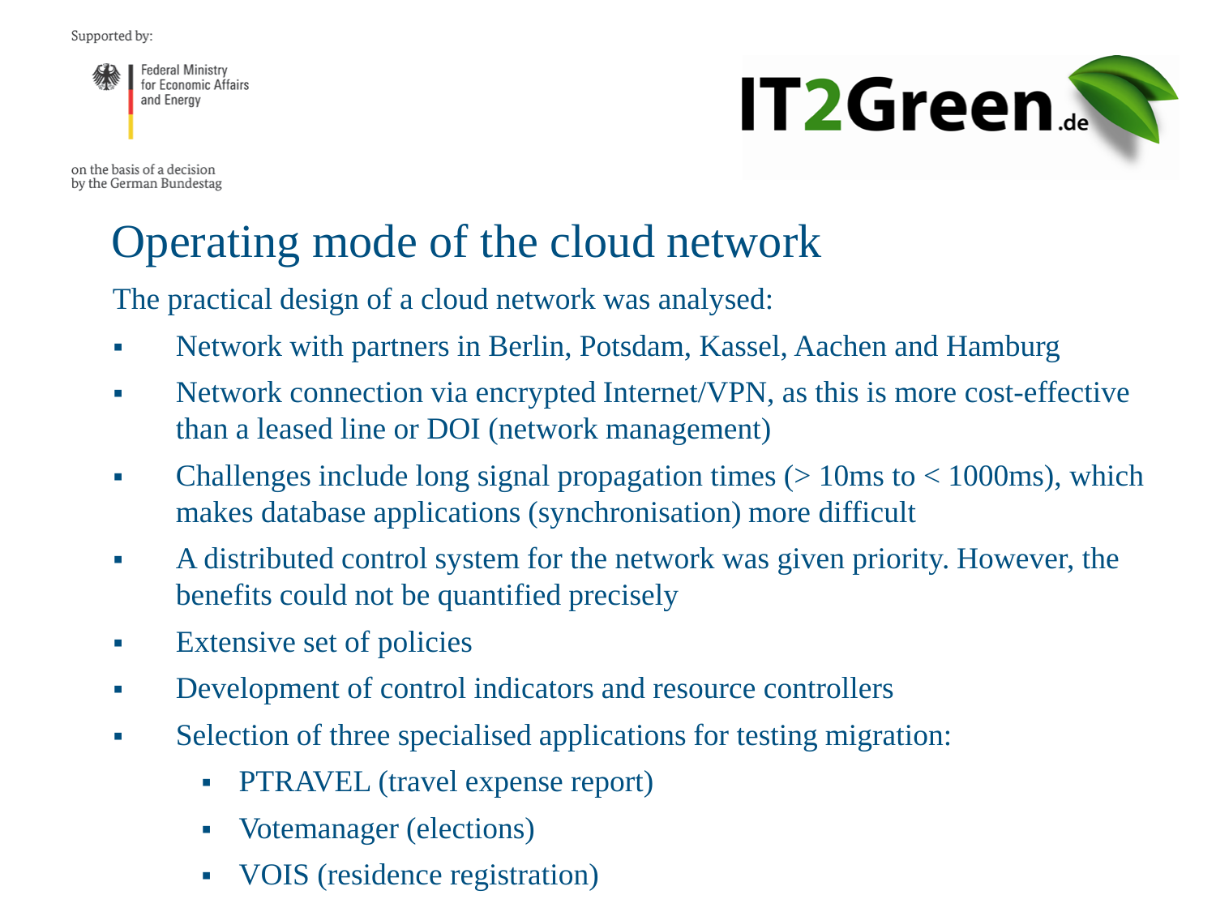Supported by:

Federal Ministry for Economic Affairs and Energy

on the basis of a decision by the German Bundestag

IT2Green.de

# Operating mode of the cloud network

The practical design of a cloud network was analysed:

- Network with partners in Berlin, Potsdam, Kassel, Aachen and Hamburg
- Network connection via encrypted Internet/VPN, as this is more cost-effective than a leased line or DOI (network management)
- Challenges include long signal propagation times (> 10ms to < 1000ms), which makes database applications (synchronisation) more difficult
- A distributed control system for the network was given priority. However, the benefits could not be quantified precisely
- Extensive set of policies
- Development of control indicators and resource controllers
- Selection of three specialised applications for testing migration:
  - PTRAVEL (travel expense report)
  - Votemanager (elections)
  - VOIS (residence registration)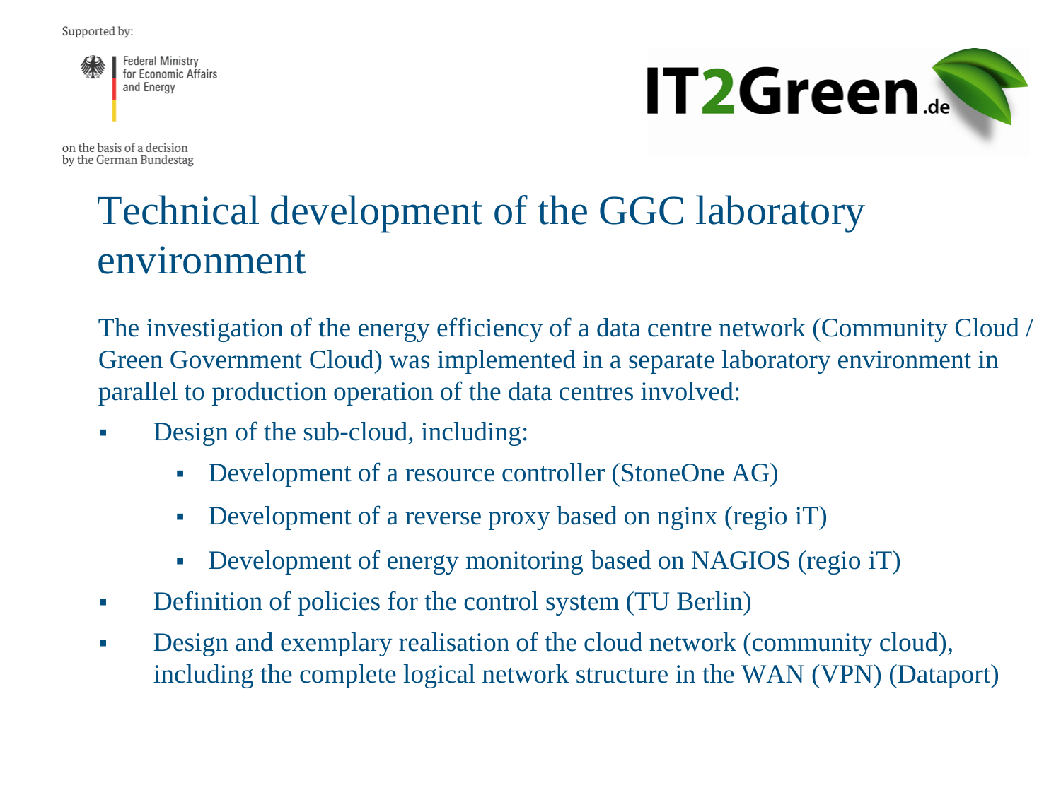Supported by:

Federal Ministry for Economic Affairs and Energy

on the basis of a decision by the German Bundestag

IT2Green.de

# Technical development of the GGC laboratory environment

The investigation of the energy efficiency of a data centre network (Community Cloud / Green Government Cloud) was implemented in a separate laboratory environment in parallel to production operation of the data centres involved:

- Design of the sub-cloud, including:
  - Development of a resource controller (StoneOne AG)
  - Development of a reverse proxy based on nginx (regio iT)
  - Development of energy monitoring based on NAGIOS (regio iT)
- Definition of policies for the control system (TU Berlin)
- Design and exemplary realisation of the cloud network (community cloud), including the complete logical network structure in the WAN (VPN) (Dataport)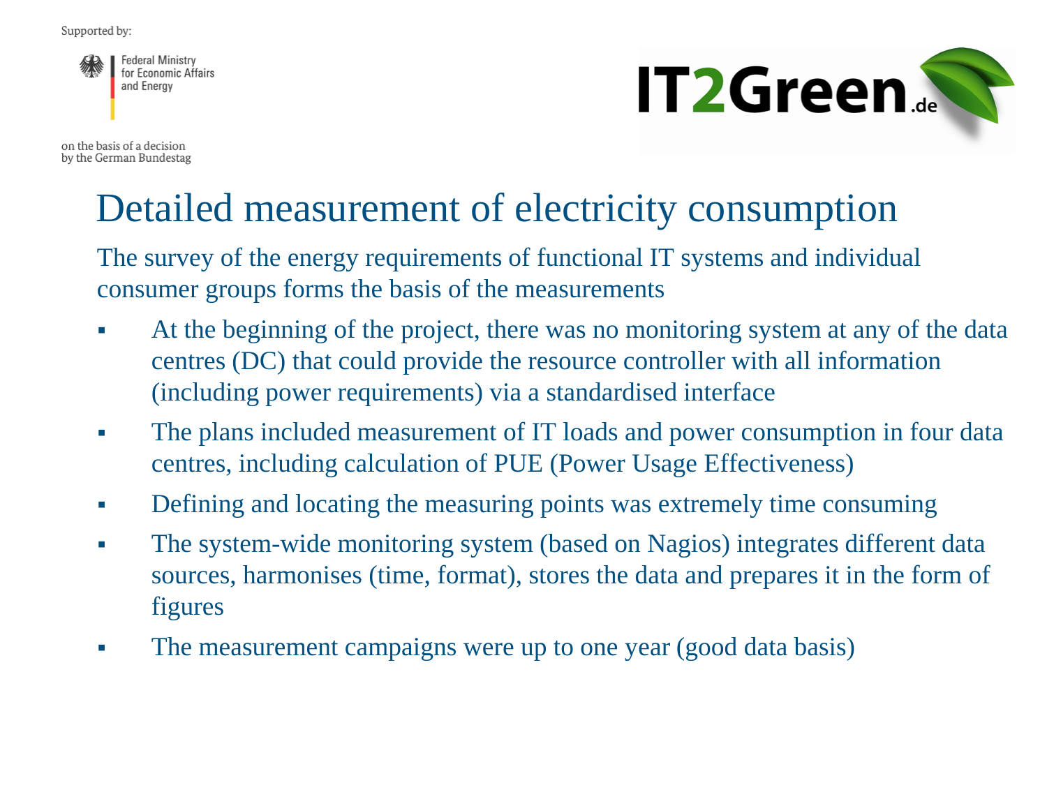Supported by:

Federal Ministry for Economic Affairs and Energy

on the basis of a decision by the German Bundestag

IT2Green.de

# Detailed measurement of electricity consumption

The survey of the energy requirements of functional IT systems and individual consumer groups forms the basis of the measurements

- At the beginning of the project, there was no monitoring system at any of the data centres (DC) that could provide the resource controller with all information (including power requirements) via a standardised interface
- The plans included measurement of IT loads and power consumption in four data centres, including calculation of PUE (Power Usage Effectiveness)
- Defining and locating the measuring points was extremely time consuming
- The system-wide monitoring system (based on Nagios) integrates different data sources, harmonises (time, format), stores the data and prepares it in the form of figures
- The measurement campaigns were up to one year (good data basis)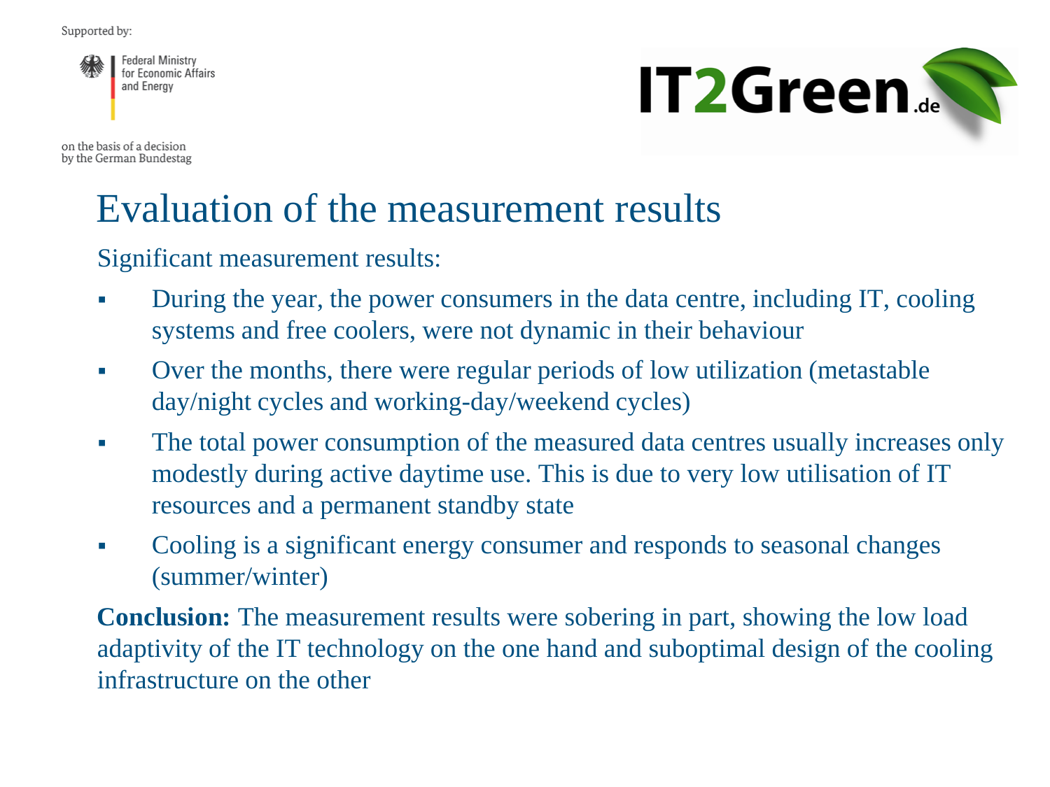Supported by:

Federal Ministry for Economic Affairs and Energy

on the basis of a decision by the German Bundestag

IT2Green.de

# Evaluation of the measurement results

Significant measurement results:

- During the year, the power consumers in the data centre, including IT, cooling systems and free coolers, were not dynamic in their behaviour
- Over the months, there were regular periods of low utilization (metastable day/night cycles and working-day/weekend cycles)
- The total power consumption of the measured data centres usually increases only modestly during active daytime use. This is due to very low utilisation of IT resources and a permanent standby state
- Cooling is a significant energy consumer and responds to seasonal changes (summer/winter)

**Conclusion:** The measurement results were sobering in part, showing the low load adaptivity of the IT technology on the one hand and suboptimal design of the cooling infrastructure on the other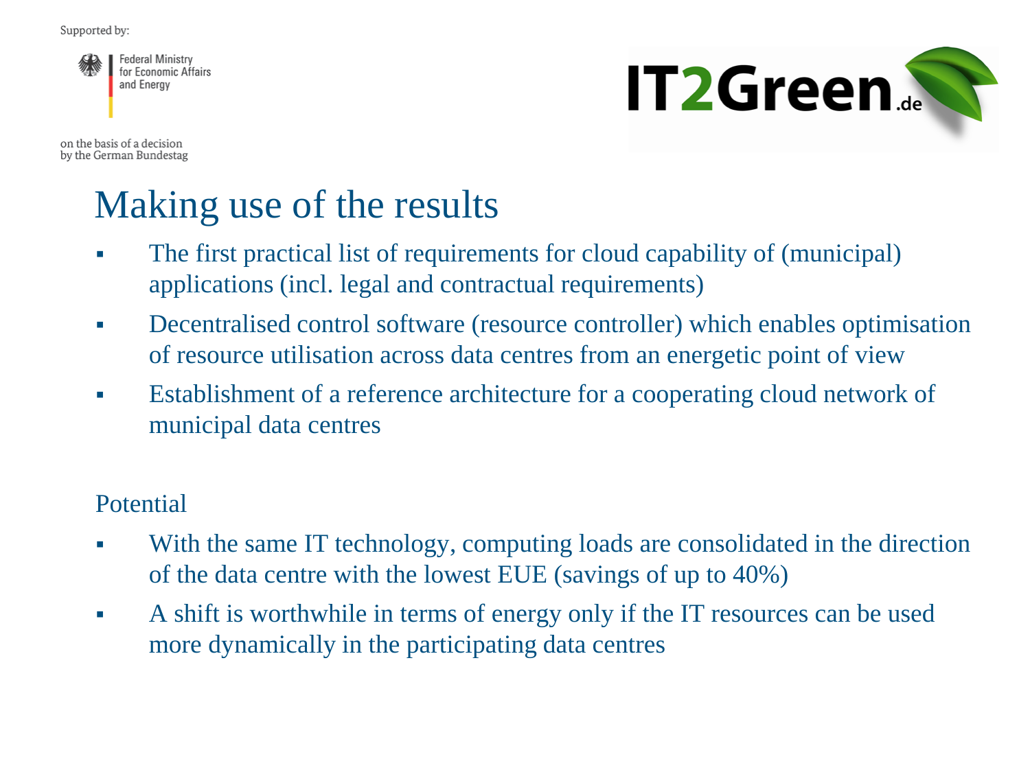Supported by:

Federal Ministry for Economic Affairs and Energy

on the basis of a decision by the German Bundestag

IT2Green.de

# Making use of the results

- The first practical list of requirements for cloud capability of (municipal) applications (incl. legal and contractual requirements)
- Decentralised control software (resource controller) which enables optimisation of resource utilisation across data centres from an energetic point of view
- Establishment of a reference architecture for a cooperating cloud network of municipal data centres

## Potential

- With the same IT technology, computing loads are consolidated in the direction of the data centre with the lowest EUE (savings of up to 40%)
- A shift is worthwhile in terms of energy only if the IT resources can be used more dynamically in the participating data centres